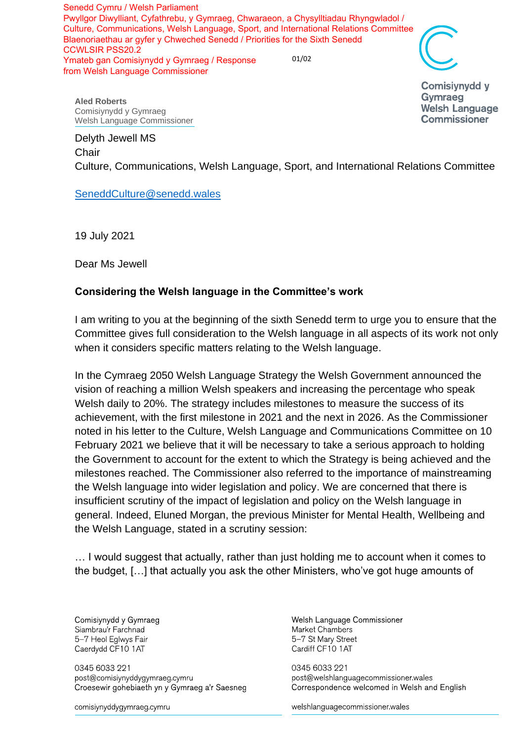Senedd Cymru / Welsh Parliament
Pwyllgor Diwylliant, Cyfathrebu, y Gymraeg, Chwaraeon, a Chysylltiadau Rhyngwladol / Culture, Communications, Welsh Language, Sport, and International Relations Committee
Blaenoriaethau ar gyfer y Chweched Senedd / Priorities for the Sixth Senedd
CCWLSIR PSS20.2
Ymateb gan Comisiynydd y Gymraeg / Response from Welsh Language Commissioner

01/02

Comisiynydd y Gymraeg
Welsh Language Commissioner

**Aled Roberts**
Comisiynydd y Gymraeg
Welsh Language Commissioner

Delyth Jewell MS
Chair
Culture, Communications, Welsh Language, Sport, and International Relations Committee

SeneddCulture@senedd.wales

19 July 2021

Dear Ms Jewell

**Considering the Welsh language in the Committee's work**

I am writing to you at the beginning of the sixth Senedd term to urge you to ensure that the Committee gives full consideration to the Welsh language in all aspects of its work not only when it considers specific matters relating to the Welsh language.

In the Cymraeg 2050 Welsh Language Strategy the Welsh Government announced the vision of reaching a million Welsh speakers and increasing the percentage who speak Welsh daily to 20%. The strategy includes milestones to measure the success of its achievement, with the first milestone in 2021 and the next in 2026. As the Commissioner noted in his letter to the Culture, Welsh Language and Communications Committee on 10 February 2021 we believe that it will be necessary to take a serious approach to holding the Government to account for the extent to which the Strategy is being achieved and the milestones reached. The Commissioner also referred to the importance of mainstreaming the Welsh language into wider legislation and policy. We are concerned that there is insufficient scrutiny of the impact of legislation and policy on the Welsh language in general. Indeed, Eluned Morgan, the previous Minister for Mental Health, Wellbeing and the Welsh Language, stated in a scrutiny session:

… I would suggest that actually, rather than just holding me to account when it comes to the budget, […] that actually you ask the other Ministers, who've got huge amounts of

Comisiynydd y Gymraeg
Siambrau'r Farchnad
5–7 Heol Eglwys Fair
Caerdydd CF10 1AT

0345 6033 221
post@comisiynyddygymraeg.cymru
Croesewir gohebiaeth yn y Gymraeg a'r Saesneg

comisiynyddygymraeg.cymru

Welsh Language Commissioner
Market Chambers
5–7 St Mary Street
Cardiff CF10 1AT

0345 6033 221
post@welshlanguagecommissioner.wales
Correspondence welcomed in Welsh and English

welshlanguagecommissioner.wales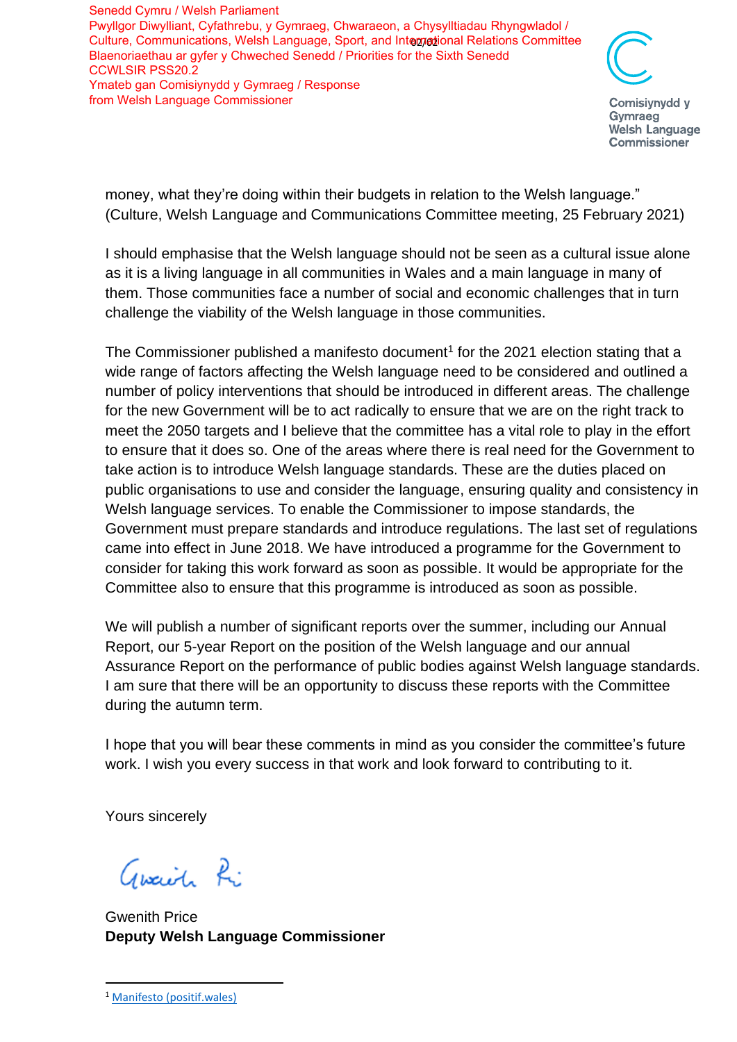money, what they're doing within their budgets in relation to the Welsh language." (Culture, Welsh Language and Communications Committee meeting, 25 February 2021)

I should emphasise that the Welsh language should not be seen as a cultural issue alone as it is a living language in all communities in Wales and a main language in many of them. Those communities face a number of social and economic challenges that in turn challenge the viability of the Welsh language in those communities.

The Commissioner published a manifesto document[1] for the 2021 election stating that a wide range of factors affecting the Welsh language need to be considered and outlined a number of policy interventions that should be introduced in different areas. The challenge for the new Government will be to act radically to ensure that we are on the right track to meet the 2050 targets and I believe that the committee has a vital role to play in the effort to ensure that it does so. One of the areas where there is real need for the Government to take action is to introduce Welsh language standards. These are the duties placed on public organisations to use and consider the language, ensuring quality and consistency in Welsh language services. To enable the Commissioner to impose standards, the Government must prepare standards and introduce regulations. The last set of regulations came into effect in June 2018. We have introduced a programme for the Government to consider for taking this work forward as soon as possible. It would be appropriate for the Committee also to ensure that this programme is introduced as soon as possible.

We will publish a number of significant reports over the summer, including our Annual Report, our 5-year Report on the position of the Welsh language and our annual Assurance Report on the performance of public bodies against Welsh language standards. I am sure that there will be an opportunity to discuss these reports with the Committee during the autumn term.

I hope that you will bear these comments in mind as you consider the committee's future work. I wish you every success in that work and look forward to contributing to it.

Yours sincerely

Gwenith Price
**Deputy Welsh Language Commissioner**

---

[1] Manifesto (positif.wales)